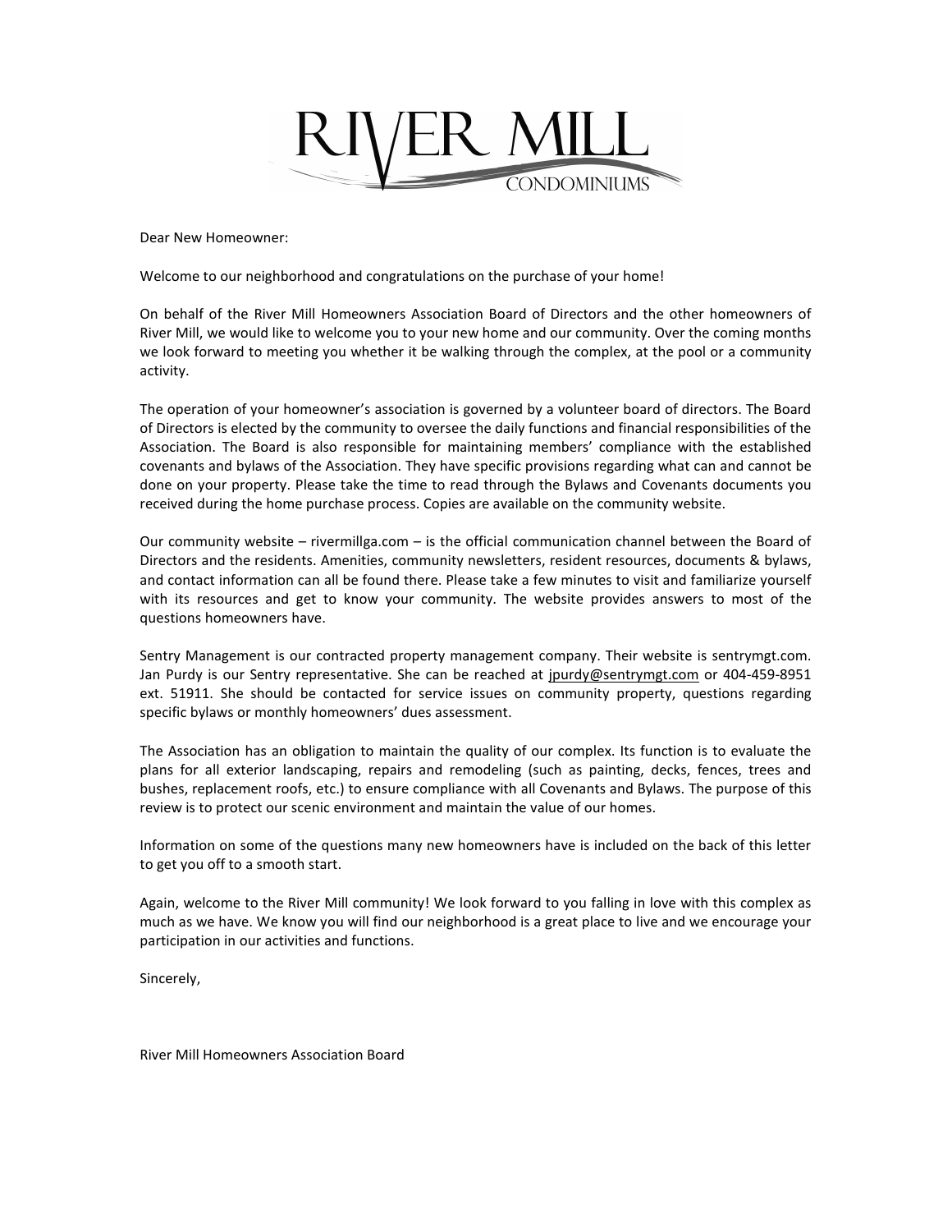# RIVER MILL
CONDOMINIUMS

Dear New Homeowner:

Welcome to our neighborhood and congratulations on the purchase of your home!

On behalf of the River Mill Homeowners Association Board of Directors and the other homeowners of River Mill, we would like to welcome you to your new home and our community. Over the coming months we look forward to meeting you whether it be walking through the complex, at the pool or a community activity.

The operation of your homeowner's association is governed by a volunteer board of directors. The Board of Directors is elected by the community to oversee the daily functions and financial responsibilities of the Association. The Board is also responsible for maintaining members' compliance with the established covenants and bylaws of the Association. They have specific provisions regarding what can and cannot be done on your property. Please take the time to read through the Bylaws and Covenants documents you received during the home purchase process. Copies are available on the community website.

Our community website – rivermillga.com – is the official communication channel between the Board of Directors and the residents. Amenities, community newsletters, resident resources, documents & bylaws, and contact information can all be found there. Please take a few minutes to visit and familiarize yourself with its resources and get to know your community. The website provides answers to most of the questions homeowners have.

Sentry Management is our contracted property management company. Their website is sentrymgt.com. Jan Purdy is our Sentry representative. She can be reached at jpurdy@sentrymgt.com or 404-459-8951 ext. 51911. She should be contacted for service issues on community property, questions regarding specific bylaws or monthly homeowners' dues assessment.

The Association has an obligation to maintain the quality of our complex. Its function is to evaluate the plans for all exterior landscaping, repairs and remodeling (such as painting, decks, fences, trees and bushes, replacement roofs, etc.) to ensure compliance with all Covenants and Bylaws. The purpose of this review is to protect our scenic environment and maintain the value of our homes.

Information on some of the questions many new homeowners have is included on the back of this letter to get you off to a smooth start.

Again, welcome to the River Mill community! We look forward to you falling in love with this complex as much as we have. We know you will find our neighborhood is a great place to live and we encourage your participation in our activities and functions.

Sincerely,

River Mill Homeowners Association Board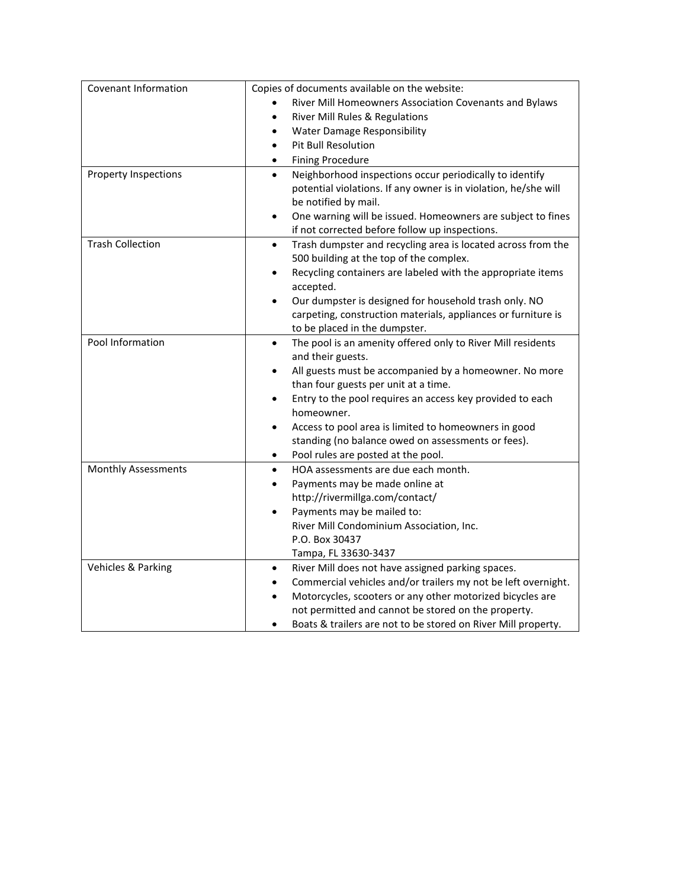| | |
|---|---|
| Covenant Information | Copies of documents available on the website:<br>• River Mill Homeowners Association Covenants and Bylaws<br>• River Mill Rules & Regulations<br>• Water Damage Responsibility<br>• Pit Bull Resolution<br>• Fining Procedure |
| Property Inspections | • Neighborhood inspections occur periodically to identify potential violations. If any owner is in violation, he/she will be notified by mail.<br>• One warning will be issued. Homeowners are subject to fines if not corrected before follow up inspections. |
| Trash Collection | • Trash dumpster and recycling area is located across from the 500 building at the top of the complex.<br>• Recycling containers are labeled with the appropriate items accepted.<br>• Our dumpster is designed for household trash only. NO carpeting, construction materials, appliances or furniture is to be placed in the dumpster. |
| Pool Information | • The pool is an amenity offered only to River Mill residents and their guests.<br>• All guests must be accompanied by a homeowner. No more than four guests per unit at a time.<br>• Entry to the pool requires an access key provided to each homeowner.<br>• Access to pool area is limited to homeowners in good standing (no balance owed on assessments or fees).<br>• Pool rules are posted at the pool. |
| Monthly Assessments | • HOA assessments are due each month.<br>• Payments may be made online at http://rivermillga.com/contact/<br>• Payments may be mailed to:<br>River Mill Condominium Association, Inc.<br>P.O. Box 30437<br>Tampa, FL 33630-3437 |
| Vehicles & Parking | • River Mill does not have assigned parking spaces.<br>• Commercial vehicles and/or trailers my not be left overnight.<br>• Motorcycles, scooters or any other motorized bicycles are not permitted and cannot be stored on the property.<br>• Boats & trailers are not to be stored on River Mill property. |